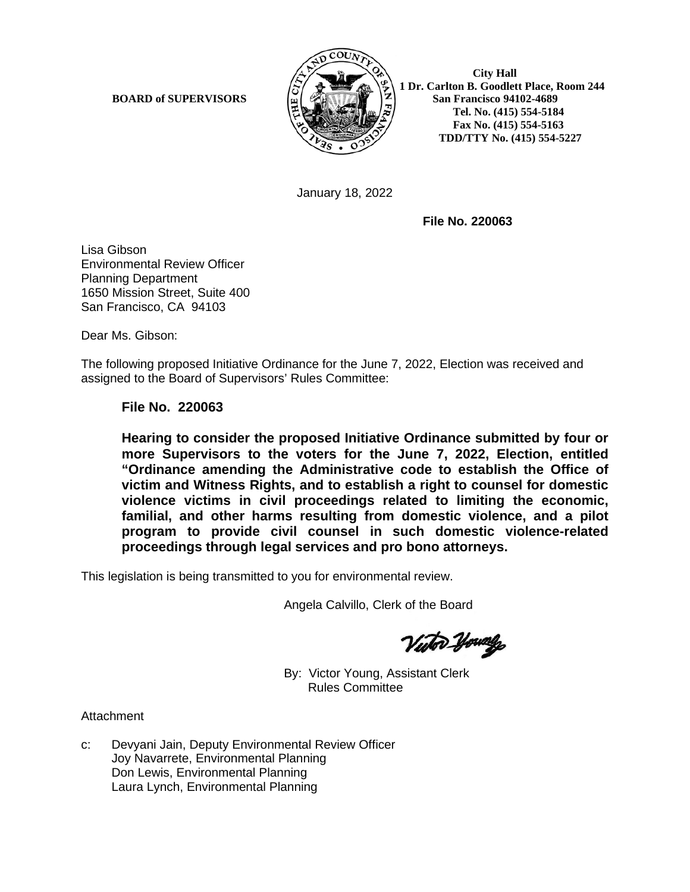**BOARD of SUPERVISORS**

**City Hall**
**1 Dr. Carlton B. Goodlett Place, Room 244**
**San Francisco 94102-4689**
**Tel. No. (415) 554-5184**
**Fax No. (415) 554-5163**
**TDD/TTY No. (415) 554-5227**

January 18, 2022

**File No. 220063**

Lisa Gibson
Environmental Review Officer
Planning Department
1650 Mission Street, Suite 400
San Francisco, CA 94103

Dear Ms. Gibson:

The following proposed Initiative Ordinance for the June 7, 2022, Election was received and assigned to the Board of Supervisors' Rules Committee:

**File No. 220063**

**Hearing to consider the proposed Initiative Ordinance submitted by four or more Supervisors to the voters for the June 7, 2022, Election, entitled "Ordinance amending the Administrative code to establish the Office of victim and Witness Rights, and to establish a right to counsel for domestic violence victims in civil proceedings related to limiting the economic, familial, and other harms resulting from domestic violence, and a pilot program to provide civil counsel in such domestic violence-related proceedings through legal services and pro bono attorneys.**

This legislation is being transmitted to you for environmental review.

Angela Calvillo, Clerk of the Board

By: Victor Young, Assistant Clerk
Rules Committee

Attachment

c: Devyani Jain, Deputy Environmental Review Officer
Joy Navarrete, Environmental Planning
Don Lewis, Environmental Planning
Laura Lynch, Environmental Planning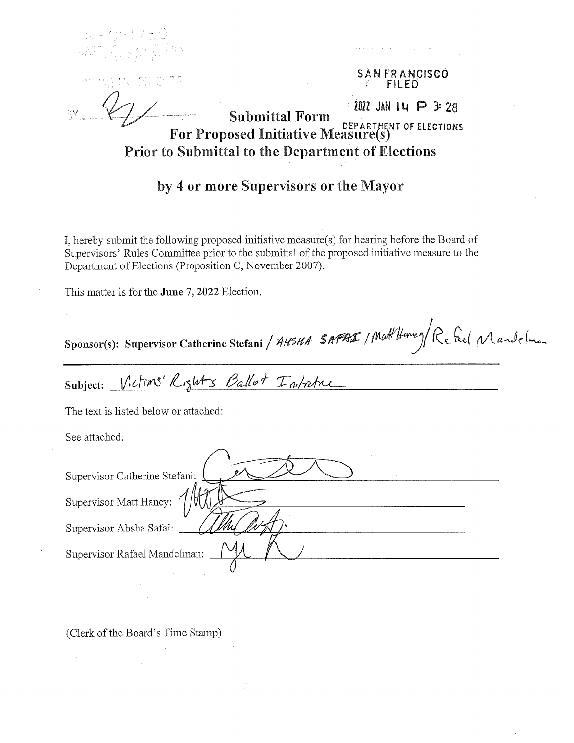RECEIVED
BOARD OF SUPERVISORS
SAN FRANCISCO

2022 JAN 14 PM 3:26

BY ____

SAN FRANCISCO
FILED

2022 JAN 14 P 3:28

DEPARTMENT OF ELECTIONS

# Submittal Form
# For Proposed Initiative Measure(s)
# Prior to Submittal to the Department of Elections

## by 4 or more Supervisors or the Mayor

I, hereby submit the following proposed initiative measure(s) for hearing before the Board of Supervisors' Rules Committee prior to the submittal of the proposed initiative measure to the Department of Elections (Proposition C, November 2007).

This matter is for the **June 7, 2022** Election.

**Sponsor(s): Supervisor Catherine Stefani** / AHSHA SAFAI / Matt Haney / Rafael Mandelman

**Subject:** Victims' Rights Ballot Initiative

The text is listed below or attached:

See attached.

Supervisor Catherine Stefani: ____

Supervisor Matt Haney: ____

Supervisor Ahsha Safai: ____

Supervisor Rafael Mandelman: ____

(Clerk of the Board's Time Stamp)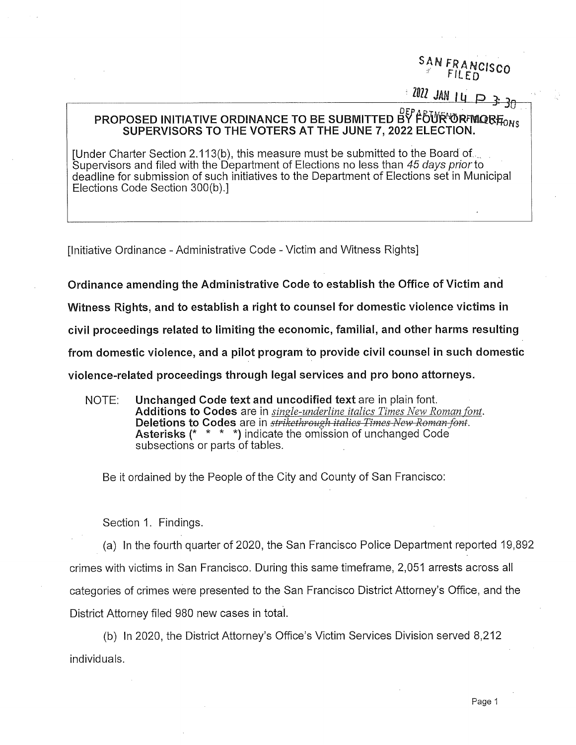SAN FRANCISCO
FILED

2022 JAN 14 P 3:30

DEPARTMENT OF ELECTIONS

**PROPOSED INITIATIVE ORDINANCE TO BE SUBMITTED BY FOUR OR MORE SUPERVISORS TO THE VOTERS AT THE JUNE 7, 2022 ELECTION.**

[Under Charter Section 2.113(b), this measure must be submitted to the Board of Supervisors and filed with the Department of Elections no less than *45 days prior* to deadline for submission of such initiatives to the Department of Elections set in Municipal Elections Code Section 300(b).]

[Initiative Ordinance - Administrative Code - Victim and Witness Rights]

**Ordinance amending the Administrative Code to establish the Office of Victim and Witness Rights, and to establish a right to counsel for domestic violence victims in civil proceedings related to limiting the economic, familial, and other harms resulting from domestic violence, and a pilot program to provide civil counsel in such domestic violence-related proceedings through legal services and pro bono attorneys.**

NOTE: **Unchanged Code text and uncodified text** are in plain font.
**Additions to Codes** are in *single-underline italics Times New Roman font*.
**Deletions to Codes** are in ~~*strikethrough italics Times New Roman font*~~.
**Asterisks (* * * *)** indicate the omission of unchanged Code subsections or parts of tables.

Be it ordained by the People of the City and County of San Francisco:

Section 1. Findings.

(a) In the fourth quarter of 2020, the San Francisco Police Department reported 19,892 crimes with victims in San Francisco. During this same timeframe, 2,051 arrests across all categories of crimes were presented to the San Francisco District Attorney's Office, and the District Attorney filed 980 new cases in total.

(b) In 2020, the District Attorney's Office's Victim Services Division served 8,212 individuals.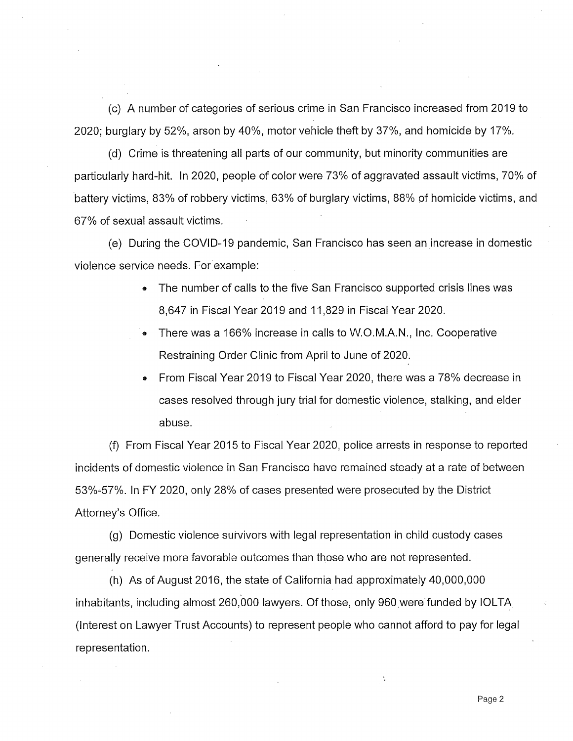(c) A number of categories of serious crime in San Francisco increased from 2019 to 2020; burglary by 52%, arson by 40%, motor vehicle theft by 37%, and homicide by 17%.

(d) Crime is threatening all parts of our community, but minority communities are particularly hard-hit. In 2020, people of color were 73% of aggravated assault victims, 70% of battery victims, 83% of robbery victims, 63% of burglary victims, 88% of homicide victims, and 67% of sexual assault victims.

(e) During the COVID-19 pandemic, San Francisco has seen an increase in domestic violence service needs. For example:

- The number of calls to the five San Francisco supported crisis lines was 8,647 in Fiscal Year 2019 and 11,829 in Fiscal Year 2020.
- There was a 166% increase in calls to W.O.M.A.N., Inc. Cooperative Restraining Order Clinic from April to June of 2020.
- From Fiscal Year 2019 to Fiscal Year 2020, there was a 78% decrease in cases resolved through jury trial for domestic violence, stalking, and elder abuse.

(f) From Fiscal Year 2015 to Fiscal Year 2020, police arrests in response to reported incidents of domestic violence in San Francisco have remained steady at a rate of between 53%-57%. In FY 2020, only 28% of cases presented were prosecuted by the District Attorney's Office.

(g) Domestic violence survivors with legal representation in child custody cases generally receive more favorable outcomes than those who are not represented.

(h) As of August 2016, the state of California had approximately 40,000,000 inhabitants, including almost 260,000 lawyers. Of those, only 960 were funded by IOLTA (Interest on Lawyer Trust Accounts) to represent people who cannot afford to pay for legal representation.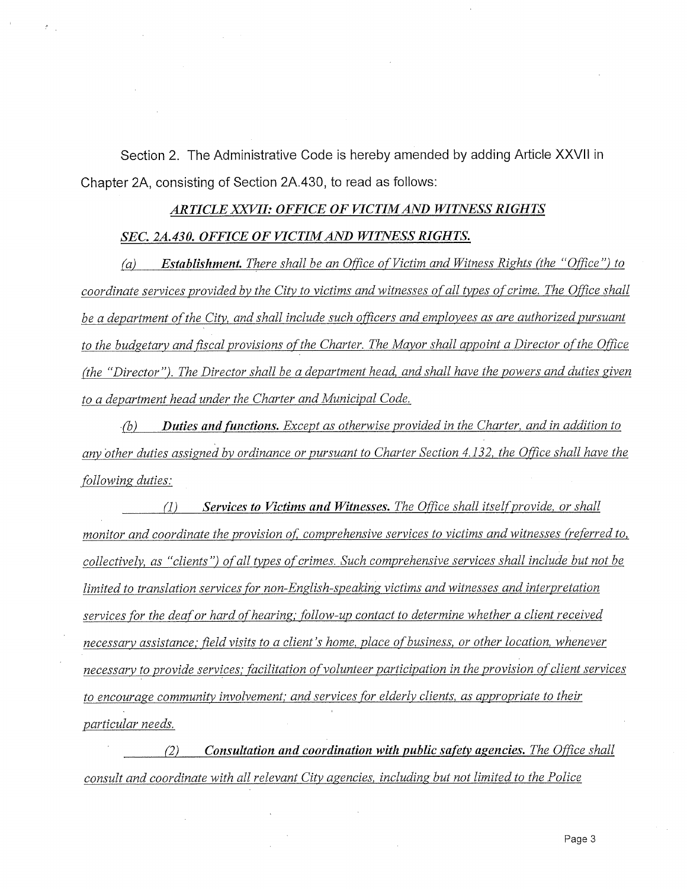Section 2. The Administrative Code is hereby amended by adding Article XXVII in Chapter 2A, consisting of Section 2A.430, to read as follows:

***ARTICLE XXVII: OFFICE OF VICTIM AND WITNESS RIGHTS***

***SEC. 2A.430. OFFICE OF VICTIM AND WITNESS RIGHTS.***

*(a)* ***Establishment.*** *There shall be an Office of Victim and Witness Rights (the "Office") to coordinate services provided by the City to victims and witnesses of all types of crime. The Office shall be a department of the City, and shall include such officers and employees as are authorized pursuant to the budgetary and fiscal provisions of the Charter. The Mayor shall appoint a Director of the Office (the "Director"). The Director shall be a department head, and shall have the powers and duties given to a department head under the Charter and Municipal Code.*

*(b)* ***Duties and functions.*** *Except as otherwise provided in the Charter, and in addition to any other duties assigned by ordinance or pursuant to Charter Section 4.132, the Office shall have the following duties:*

*(1)* ***Services to Victims and Witnesses.*** *The Office shall itself provide, or shall monitor and coordinate the provision of, comprehensive services to victims and witnesses (referred to, collectively, as "clients") of all types of crimes. Such comprehensive services shall include but not be limited to translation services for non-English-speaking victims and witnesses and interpretation services for the deaf or hard of hearing; follow-up contact to determine whether a client received necessary assistance; field visits to a client's home, place of business, or other location, whenever necessary to provide services; facilitation of volunteer participation in the provision of client services to encourage community involvement; and services for elderly clients, as appropriate to their particular needs.*

*(2)* ***Consultation and coordination with public safety agencies.*** *The Office shall consult and coordinate with all relevant City agencies, including but not limited to the Police*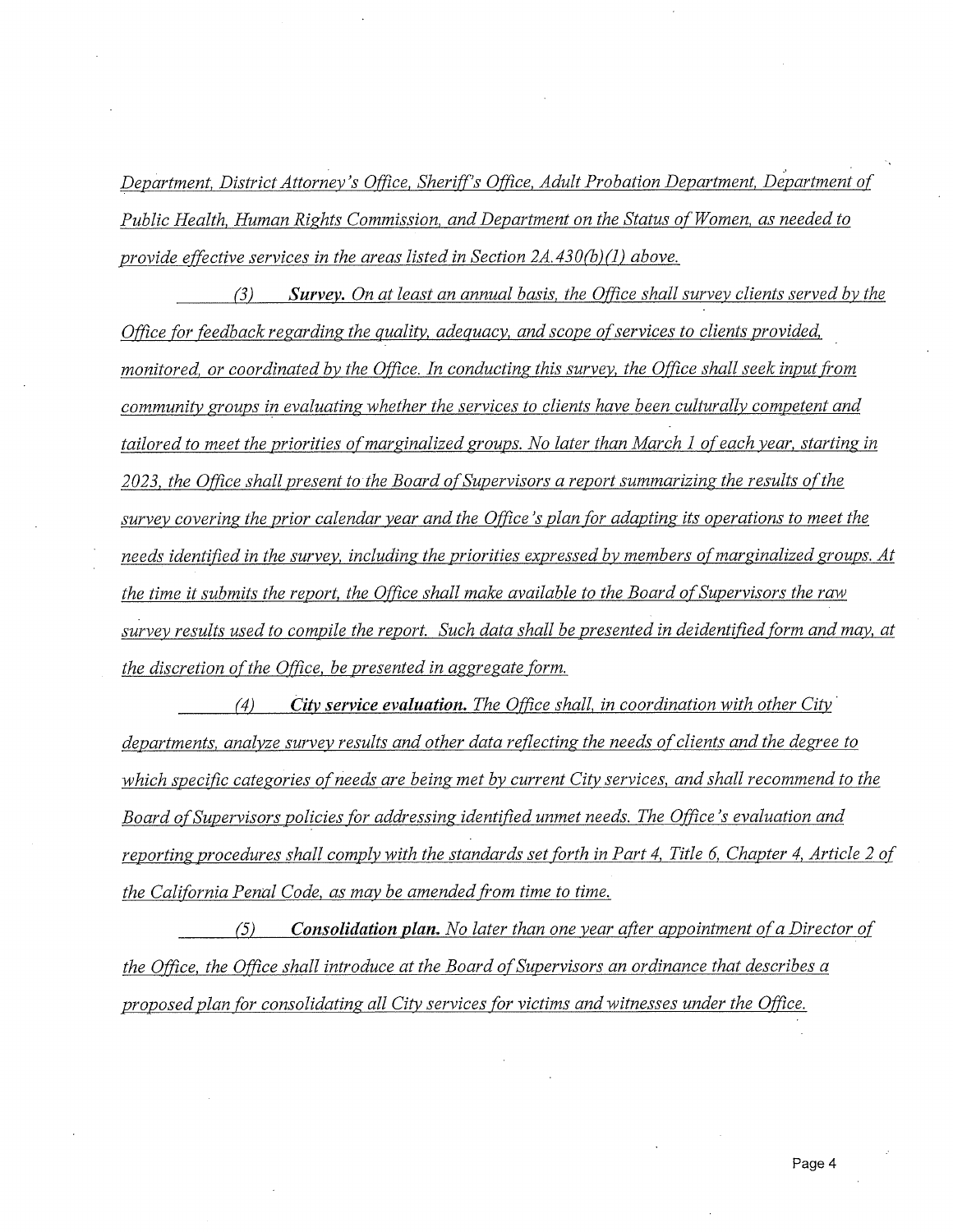*Department, District Attorney's Office, Sheriff's Office, Adult Probation Department, Department of Public Health, Human Rights Commission, and Department on the Status of Women, as needed to provide effective services in the areas listed in Section 2A.430(b)(1) above.*

*(3)* ***Survey.*** *On at least an annual basis, the Office shall survey clients served by the Office for feedback regarding the quality, adequacy, and scope of services to clients provided, monitored, or coordinated by the Office. In conducting this survey, the Office shall seek input from community groups in evaluating whether the services to clients have been culturally competent and tailored to meet the priorities of marginalized groups. No later than March 1 of each year, starting in 2023, the Office shall present to the Board of Supervisors a report summarizing the results of the survey covering the prior calendar year and the Office's plan for adapting its operations to meet the needs identified in the survey, including the priorities expressed by members of marginalized groups. At the time it submits the report, the Office shall make available to the Board of Supervisors the raw survey results used to compile the report. Such data shall be presented in deidentified form and may, at the discretion of the Office, be presented in aggregate form.*

*(4)* ***City service evaluation.*** *The Office shall, in coordination with other City departments, analyze survey results and other data reflecting the needs of clients and the degree to which specific categories of needs are being met by current City services, and shall recommend to the Board of Supervisors policies for addressing identified unmet needs. The Office's evaluation and reporting procedures shall comply with the standards set forth in Part 4, Title 6, Chapter 4, Article 2 of the California Penal Code, as may be amended from time to time.*

*(5)* ***Consolidation plan.*** *No later than one year after appointment of a Director of the Office, the Office shall introduce at the Board of Supervisors an ordinance that describes a proposed plan for consolidating all City services for victims and witnesses under the Office.*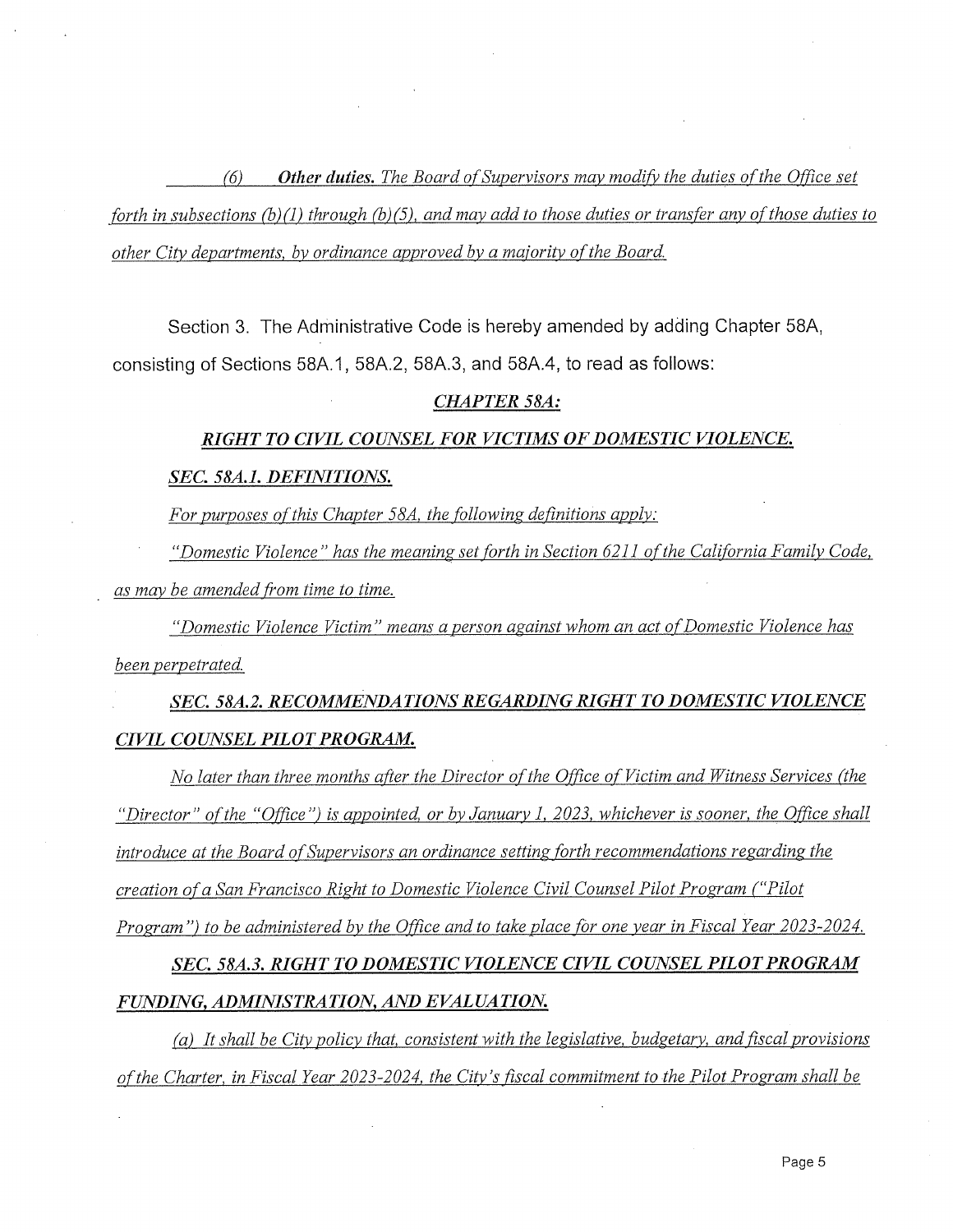*(6) **Other duties.** The Board of Supervisors may modify the duties of the Office set forth in subsections (b)(1) through (b)(5), and may add to those duties or transfer any of those duties to other City departments, by ordinance approved by a majority of the Board.*

Section 3. The Administrative Code is hereby amended by adding Chapter 58A, consisting of Sections 58A.1, 58A.2, 58A.3, and 58A.4, to read as follows:

***CHAPTER 58A:***

***RIGHT TO CIVIL COUNSEL FOR VICTIMS OF DOMESTIC VIOLENCE.***

***SEC. 58A.1. DEFINITIONS.***

*For purposes of this Chapter 58A, the following definitions apply:*

*"Domestic Violence" has the meaning set forth in Section 6211 of the California Family Code, as may be amended from time to time.*

*"Domestic Violence Victim" means a person against whom an act of Domestic Violence has been perpetrated.*

***SEC. 58A.2. RECOMMENDATIONS REGARDING RIGHT TO DOMESTIC VIOLENCE CIVIL COUNSEL PILOT PROGRAM.***

*No later than three months after the Director of the Office of Victim and Witness Services (the "Director" of the "Office") is appointed, or by January 1, 2023, whichever is sooner, the Office shall introduce at the Board of Supervisors an ordinance setting forth recommendations regarding the creation of a San Francisco Right to Domestic Violence Civil Counsel Pilot Program ("Pilot Program") to be administered by the Office and to take place for one year in Fiscal Year 2023-2024.*

***SEC. 58A.3. RIGHT TO DOMESTIC VIOLENCE CIVIL COUNSEL PILOT PROGRAM FUNDING, ADMINISTRATION, AND EVALUATION.***

*(a) It shall be City policy that, consistent with the legislative, budgetary, and fiscal provisions of the Charter, in Fiscal Year 2023-2024, the City's fiscal commitment to the Pilot Program shall be*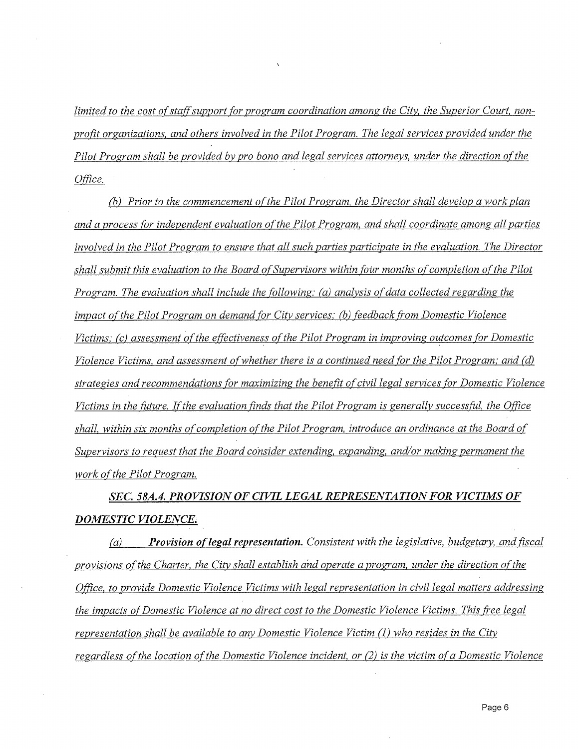*limited to the cost of staff support for program coordination among the City, the Superior Court, non-profit organizations, and others involved in the Pilot Program. The legal services provided under the Pilot Program shall be provided by pro bono and legal services attorneys, under the direction of the Office.*

*(b) Prior to the commencement of the Pilot Program, the Director shall develop a work plan and a process for independent evaluation of the Pilot Program, and shall coordinate among all parties involved in the Pilot Program to ensure that all such parties participate in the evaluation. The Director shall submit this evaluation to the Board of Supervisors within four months of completion of the Pilot Program. The evaluation shall include the following: (a) analysis of data collected regarding the impact of the Pilot Program on demand for City services; (b) feedback from Domestic Violence Victims; (c) assessment of the effectiveness of the Pilot Program in improving outcomes for Domestic Violence Victims, and assessment of whether there is a continued need for the Pilot Program; and (d) strategies and recommendations for maximizing the benefit of civil legal services for Domestic Violence Victims in the future. If the evaluation finds that the Pilot Program is generally successful, the Office shall, within six months of completion of the Pilot Program, introduce an ordinance at the Board of Supervisors to request that the Board consider extending, expanding, and/or making permanent the work of the Pilot Program.*

***SEC. 58A.4. PROVISION OF CIVIL LEGAL REPRESENTATION FOR VICTIMS OF DOMESTIC VIOLENCE.***

*(a) **Provision of legal representation.** Consistent with the legislative, budgetary, and fiscal provisions of the Charter, the City shall establish and operate a program, under the direction of the Office, to provide Domestic Violence Victims with legal representation in civil legal matters addressing the impacts of Domestic Violence at no direct cost to the Domestic Violence Victims. This free legal representation shall be available to any Domestic Violence Victim (1) who resides in the City regardless of the location of the Domestic Violence incident, or (2) is the victim of a Domestic Violence*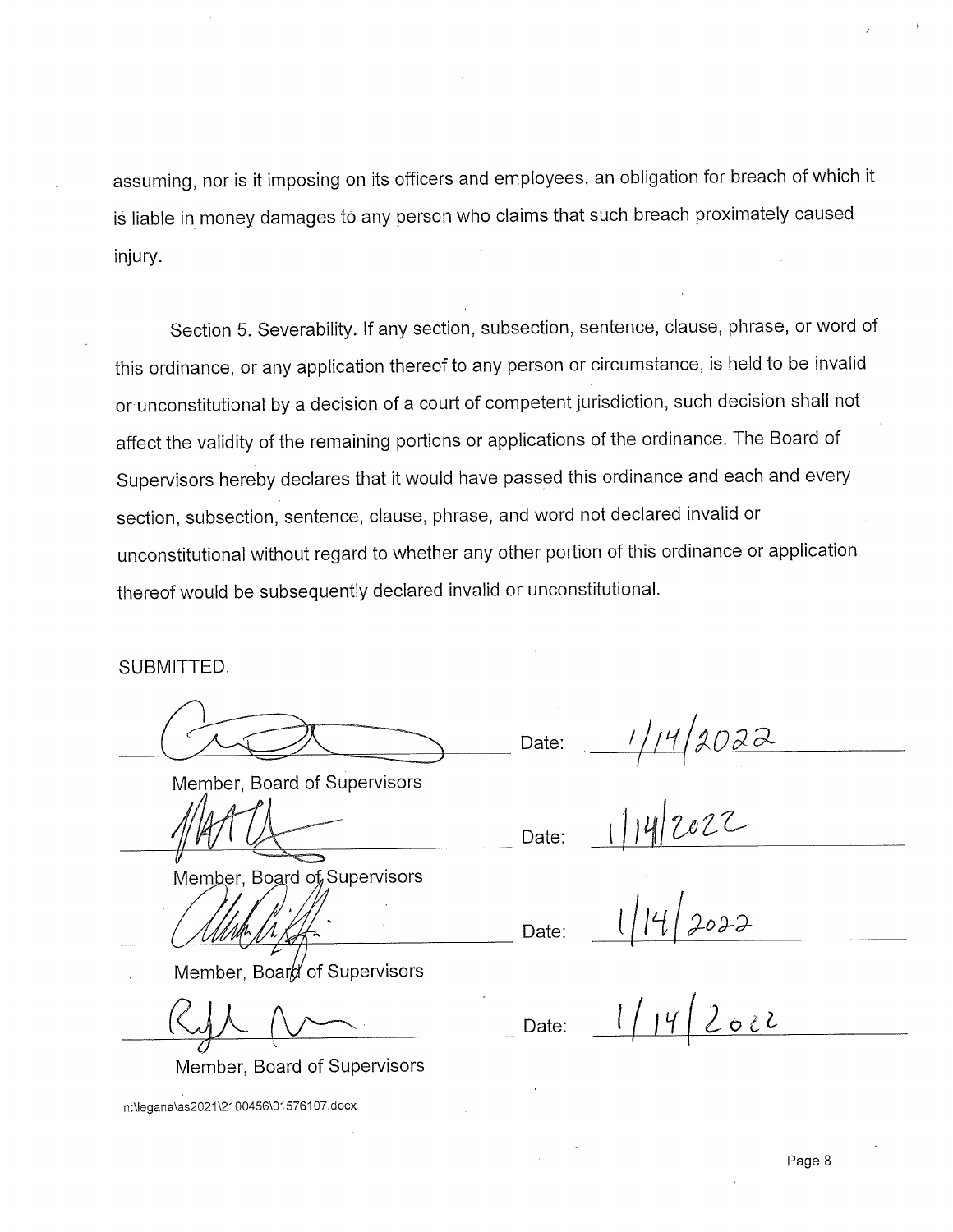assuming, nor is it imposing on its officers and employees, an obligation for breach of which it is liable in money damages to any person who claims that such breach proximately caused injury.

Section 5. Severability. If any section, subsection, sentence, clause, phrase, or word of this ordinance, or any application thereof to any person or circumstance, is held to be invalid or unconstitutional by a decision of a court of competent jurisdiction, such decision shall not affect the validity of the remaining portions or applications of the ordinance. The Board of Supervisors hereby declares that it would have passed this ordinance and each and every section, subsection, sentence, clause, phrase, and word not declared invalid or unconstitutional without regard to whether any other portion of this ordinance or application thereof would be subsequently declared invalid or unconstitutional.

SUBMITTED,

_______________ Date: 1/14/2022
Member, Board of Supervisors

_______________ Date: 1/14/2022
Member, Board of Supervisors

_______________ Date: 1/14/2022
Member, Board of Supervisors

_______________ Date: 1/14/2022
Member, Board of Supervisors

n:\legana\as2021\2100456\01576107.docx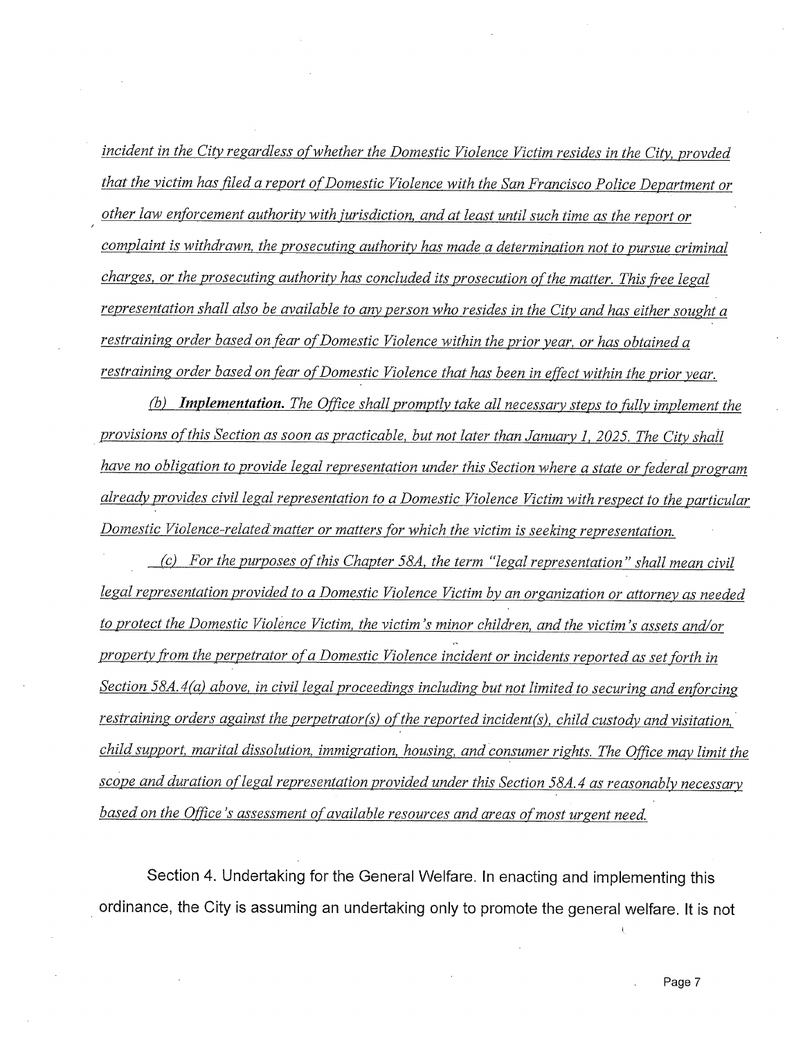*incident in the City regardless of whether the Domestic Violence Victim resides in the City, provded that the victim has filed a report of Domestic Violence with the San Francisco Police Department or other law enforcement authority with jurisdiction, and at least until such time as the report or complaint is withdrawn, the prosecuting authority has made a determination not to pursue criminal charges, or the prosecuting authority has concluded its prosecution of the matter. This free legal representation shall also be available to any person who resides in the City and has either sought a restraining order based on fear of Domestic Violence within the prior year, or has obtained a restraining order based on fear of Domestic Violence that has been in effect within the prior year.*

*(b)* ***Implementation.*** *The Office shall promptly take all necessary steps to fully implement the provisions of this Section as soon as practicable, but not later than January 1, 2025. The City shall have no obligation to provide legal representation under this Section where a state or federal program already provides civil legal representation to a Domestic Violence Victim with respect to the particular Domestic Violence-related matter or matters for which the victim is seeking representation.*

*(c) For the purposes of this Chapter 58A, the term "legal representation" shall mean civil legal representation provided to a Domestic Violence Victim by an organization or attorney as needed to protect the Domestic Violence Victim, the victim's minor children, and the victim's assets and/or property from the perpetrator of a Domestic Violence incident or incidents reported as set forth in Section 58A.4(a) above, in civil legal proceedings including but not limited to securing and enforcing restraining orders against the perpetrator(s) of the reported incident(s), child custody and visitation, child support, marital dissolution, immigration, housing, and consumer rights. The Office may limit the scope and duration of legal representation provided under this Section 58A.4 as reasonably necessary based on the Office's assessment of available resources and areas of most urgent need.*

Section 4. Undertaking for the General Welfare. In enacting and implementing this ordinance, the City is assuming an undertaking only to promote the general welfare. It is not